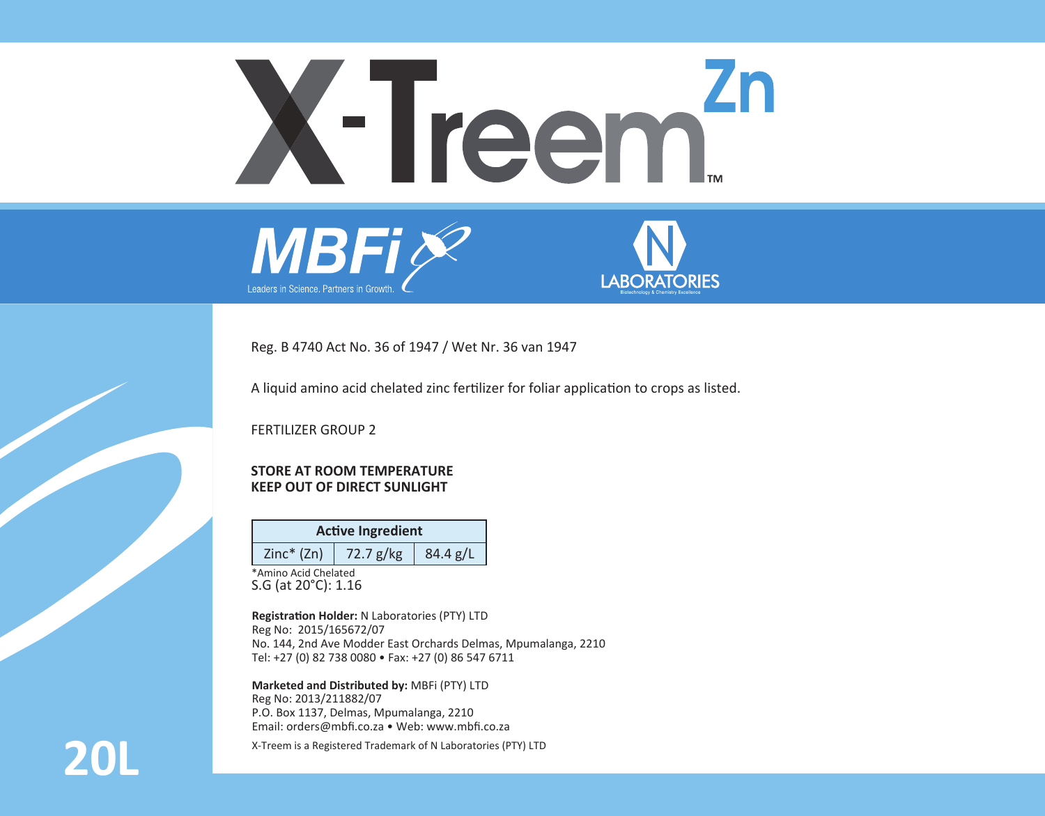# X-Treem™ Zn

MBFi — Leaders in Science. Partners in Growth.

N LABORATORIES — Biotechnology & Chemistry Excellence

Reg. B 4740 Act No. 36 of 1947 / Wet Nr. 36 van 1947

A liquid amino acid chelated zinc fertilizer for foliar application to crops as listed.

FERTILIZER GROUP 2

**STORE AT ROOM TEMPERATURE**
**KEEP OUT OF DIRECT SUNLIGHT**

| **Active Ingredient** | | |
|---|---|---|
| Zinc* (Zn) | 72.7 g/kg | 84.4 g/L |

*Amino Acid Chelated

S.G (at 20°C): 1.16

**Registration Holder:** N Laboratories (PTY) LTD
Reg No: 2015/165672/07
No. 144, 2nd Ave Modder East Orchards Delmas, Mpumalanga, 2210
Tel: +27 (0) 82 738 0080 • Fax: +27 (0) 86 547 6711

**Marketed and Distributed by:** MBFi (PTY) LTD
Reg No: 2013/211882/07
P.O. Box 1137, Delmas, Mpumalanga, 2210
Email: orders@mbfi.co.za • Web: www.mbfi.co.za

X-Treem is a Registered Trademark of N Laboratories (PTY) LTD

**20L**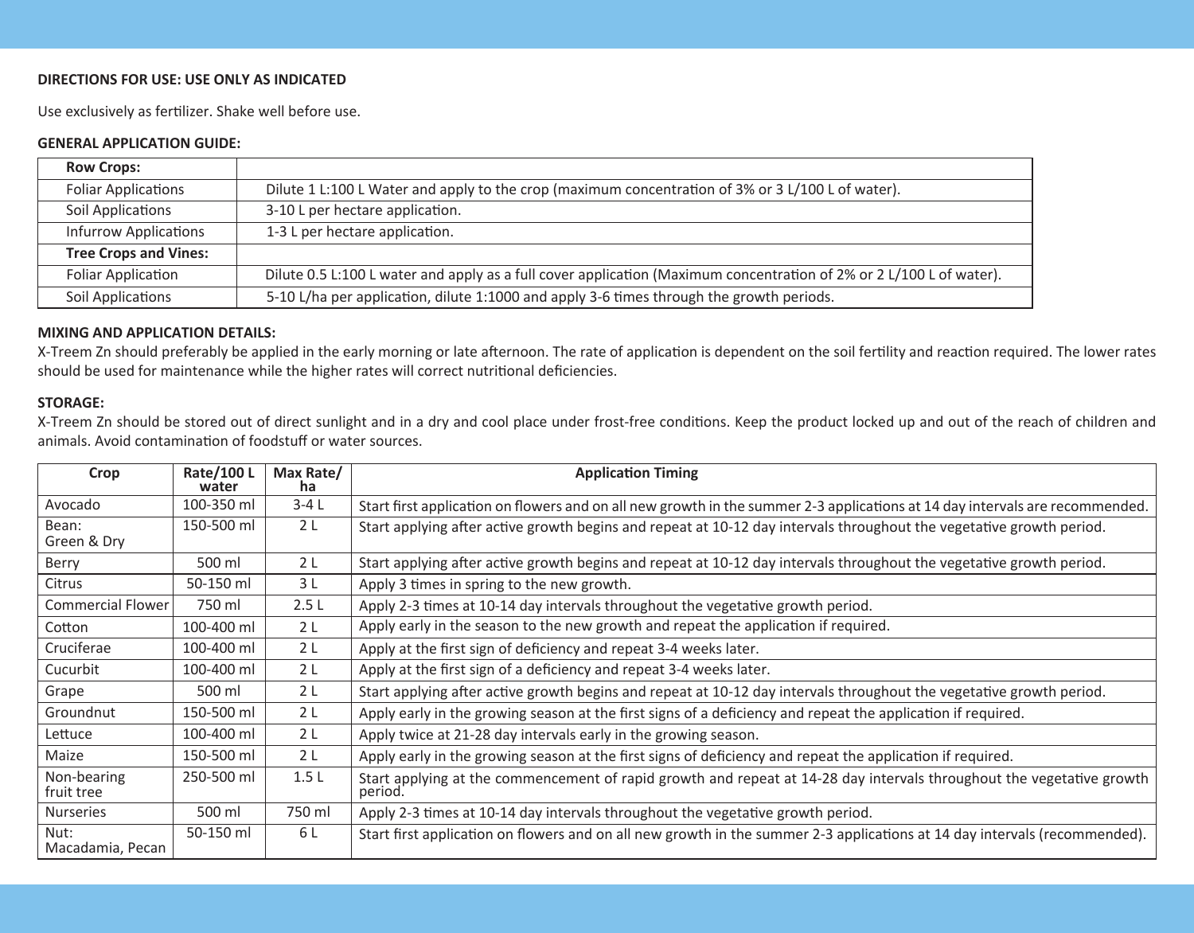**DIRECTIONS FOR USE: USE ONLY AS INDICATED**

Use exclusively as fertilizer. Shake well before use.

**GENERAL APPLICATION GUIDE:**

| **Row Crops:** | |
|---|---|
| Foliar Applications | Dilute 1 L:100 L Water and apply to the crop (maximum concentration of 3% or 3 L/100 L of water). |
| Soil Applications | 3-10 L per hectare application. |
| Infurrow Applications | 1-3 L per hectare application. |
| **Tree Crops and Vines:** | |
| Foliar Application | Dilute 0.5 L:100 L water and apply as a full cover application (Maximum concentration of 2% or 2 L/100 L of water). |
| Soil Applications | 5-10 L/ha per application, dilute 1:1000 and apply 3-6 times through the growth periods. |

**MIXING AND APPLICATION DETAILS:**

X-Treem Zn should preferably be applied in the early morning or late afternoon. The rate of application is dependent on the soil fertility and reaction required. The lower rates should be used for maintenance while the higher rates will correct nutritional deficiencies.

**STORAGE:**

X-Treem Zn should be stored out of direct sunlight and in a dry and cool place under frost-free conditions. Keep the product locked up and out of the reach of children and animals. Avoid contamination of foodstuff or water sources.

| Crop | Rate/100 L water | Max Rate/ ha | Application Timing |
|---|---|---|---|
| Avocado | 100-350 ml | 3-4 L | Start first application on flowers and on all new growth in the summer 2-3 applications at 14 day intervals are recommended. |
| Bean: Green & Dry | 150-500 ml | 2 L | Start applying after active growth begins and repeat at 10-12 day intervals throughout the vegetative growth period. |
| Berry | 500 ml | 2 L | Start applying after active growth begins and repeat at 10-12 day intervals throughout the vegetative growth period. |
| Citrus | 50-150 ml | 3 L | Apply 3 times in spring to the new growth. |
| Commercial Flower | 750 ml | 2.5 L | Apply 2-3 times at 10-14 day intervals throughout the vegetative growth period. |
| Cotton | 100-400 ml | 2 L | Apply early in the season to the new growth and repeat the application if required. |
| Cruciferae | 100-400 ml | 2 L | Apply at the first sign of deficiency and repeat 3-4 weeks later. |
| Cucurbit | 100-400 ml | 2 L | Apply at the first sign of a deficiency and repeat 3-4 weeks later. |
| Grape | 500 ml | 2 L | Start applying after active growth begins and repeat at 10-12 day intervals throughout the vegetative growth period. |
| Groundnut | 150-500 ml | 2 L | Apply early in the growing season at the first signs of a deficiency and repeat the application if required. |
| Lettuce | 100-400 ml | 2 L | Apply twice at 21-28 day intervals early in the growing season. |
| Maize | 150-500 ml | 2 L | Apply early in the growing season at the first signs of deficiency and repeat the application if required. |
| Non-bearing fruit tree | 250-500 ml | 1.5 L | Start applying at the commencement of rapid growth and repeat at 14-28 day intervals throughout the vegetative growth period. |
| Nurseries | 500 ml | 750 ml | Apply 2-3 times at 10-14 day intervals throughout the vegetative growth period. |
| Nut: Macadamia, Pecan | 50-150 ml | 6 L | Start first application on flowers and on all new growth in the summer 2-3 applications at 14 day intervals (recommended). |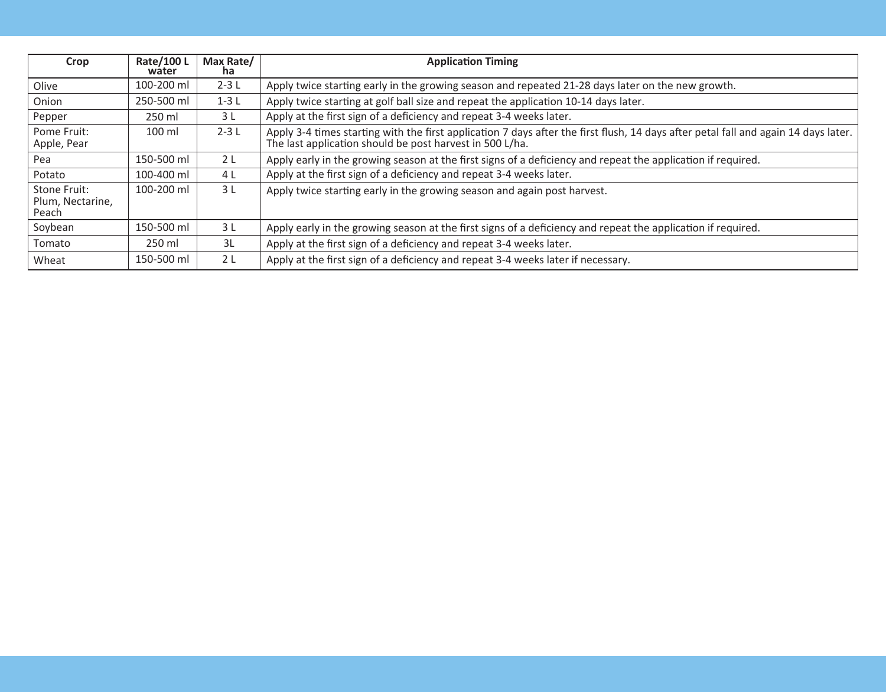| Crop | Rate/100 L water | Max Rate/ ha | Application Timing |
| --- | --- | --- | --- |
| Olive | 100-200 ml | 2-3 L | Apply twice starting early in the growing season and repeated 21-28 days later on the new growth. |
| Onion | 250-500 ml | 1-3 L | Apply twice starting at golf ball size and repeat the application 10-14 days later. |
| Pepper | 250 ml | 3 L | Apply at the first sign of a deficiency and repeat 3-4 weeks later. |
| Pome Fruit: Apple, Pear | 100 ml | 2-3 L | Apply 3-4 times starting with the first application 7 days after the first flush, 14 days after petal fall and again 14 days later. The last application should be post harvest in 500 L/ha. |
| Pea | 150-500 ml | 2 L | Apply early in the growing season at the first signs of a deficiency and repeat the application if required. |
| Potato | 100-400 ml | 4 L | Apply at the first sign of a deficiency and repeat 3-4 weeks later. |
| Stone Fruit: Plum, Nectarine, Peach | 100-200 ml | 3 L | Apply twice starting early in the growing season and again post harvest. |
| Soybean | 150-500 ml | 3 L | Apply early in the growing season at the first signs of a deficiency and repeat the application if required. |
| Tomato | 250 ml | 3L | Apply at the first sign of a deficiency and repeat 3-4 weeks later. |
| Wheat | 150-500 ml | 2 L | Apply at the first sign of a deficiency and repeat 3-4 weeks later if necessary. |